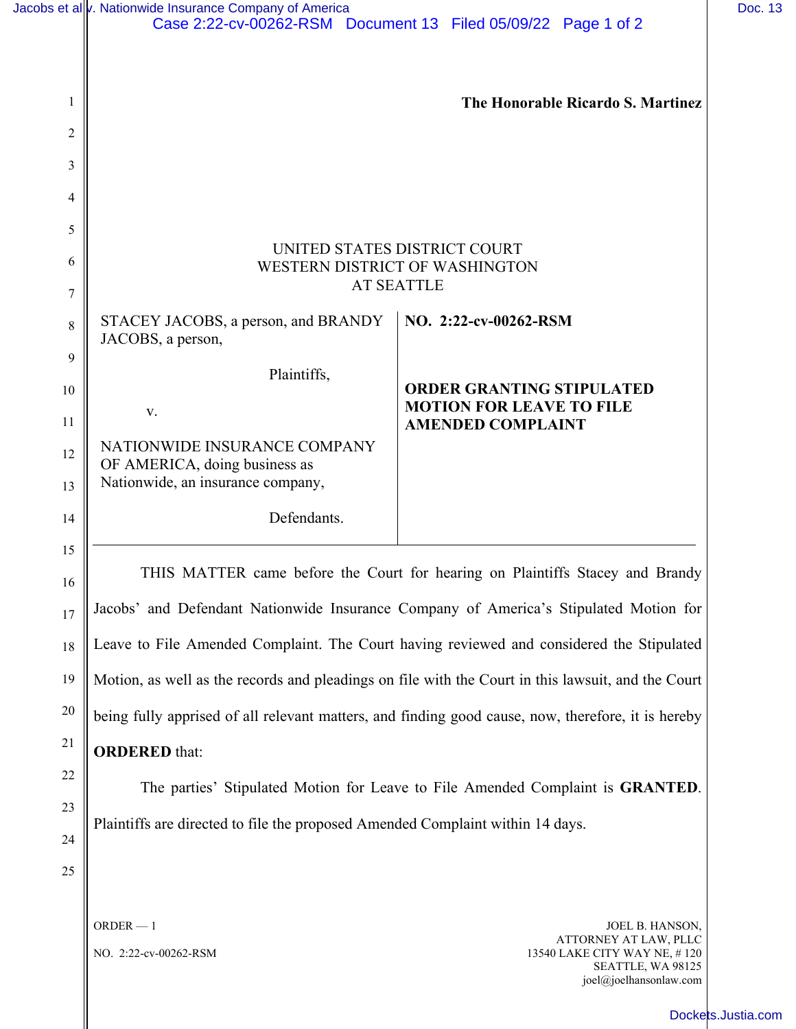The Honorable Ricardo S. Martinez

UNITED STATES DISTRICT COURT
WESTERN DISTRICT OF WASHINGTON
AT SEATTLE

| | |
|---|---|
| STACEY JACOBS, a person, and BRANDY JACOBS, a person,<br><br>Plaintiffs,<br><br>v.<br><br>NATIONWIDE INSURANCE COMPANY OF AMERICA, doing business as Nationwide, an insurance company,<br><br>Defendants. | **NO. 2:22-cv-00262-RSM**<br><br>**ORDER GRANTING STIPULATED MOTION FOR LEAVE TO FILE AMENDED COMPLAINT** |

THIS MATTER came before the Court for hearing on Plaintiffs Stacey and Brandy Jacobs' and Defendant Nationwide Insurance Company of America's Stipulated Motion for Leave to File Amended Complaint. The Court having reviewed and considered the Stipulated Motion, as well as the records and pleadings on file with the Court in this lawsuit, and the Court being fully apprised of all relevant matters, and finding good cause, now, therefore, it is hereby **ORDERED** that:

The parties' Stipulated Motion for Leave to File Amended Complaint is **GRANTED**. Plaintiffs are directed to file the proposed Amended Complaint within 14 days.

ORDER — 1

NO. 2:22-cv-00262-RSM

JOEL B. HANSON,
ATTORNEY AT LAW, PLLC
13540 LAKE CITY WAY NE, # 120
SEATTLE, WA 98125
joel@joelhansonlaw.com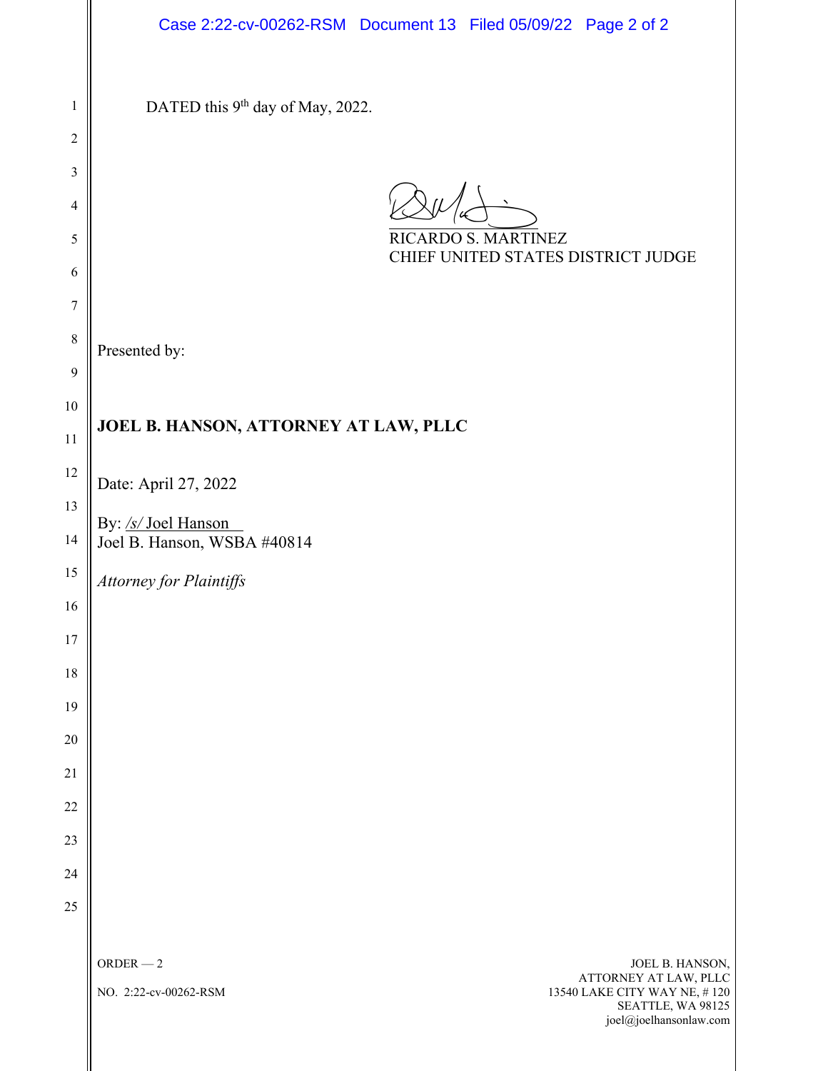DATED this 9th day of May, 2022.

RICARDO S. MARTINEZ
CHIEF UNITED STATES DISTRICT JUDGE

Presented by:

**JOEL B. HANSON, ATTORNEY AT LAW, PLLC**

Date: April 27, 2022

By: /s/ Joel Hanson
Joel B. Hanson, WSBA #40814

*Attorney for Plaintiffs*

ORDER — 2

NO. 2:22-cv-00262-RSM

JOEL B. HANSON,
ATTORNEY AT LAW, PLLC
13540 LAKE CITY WAY NE, # 120
SEATTLE, WA 98125
joel@joelhansonlaw.com